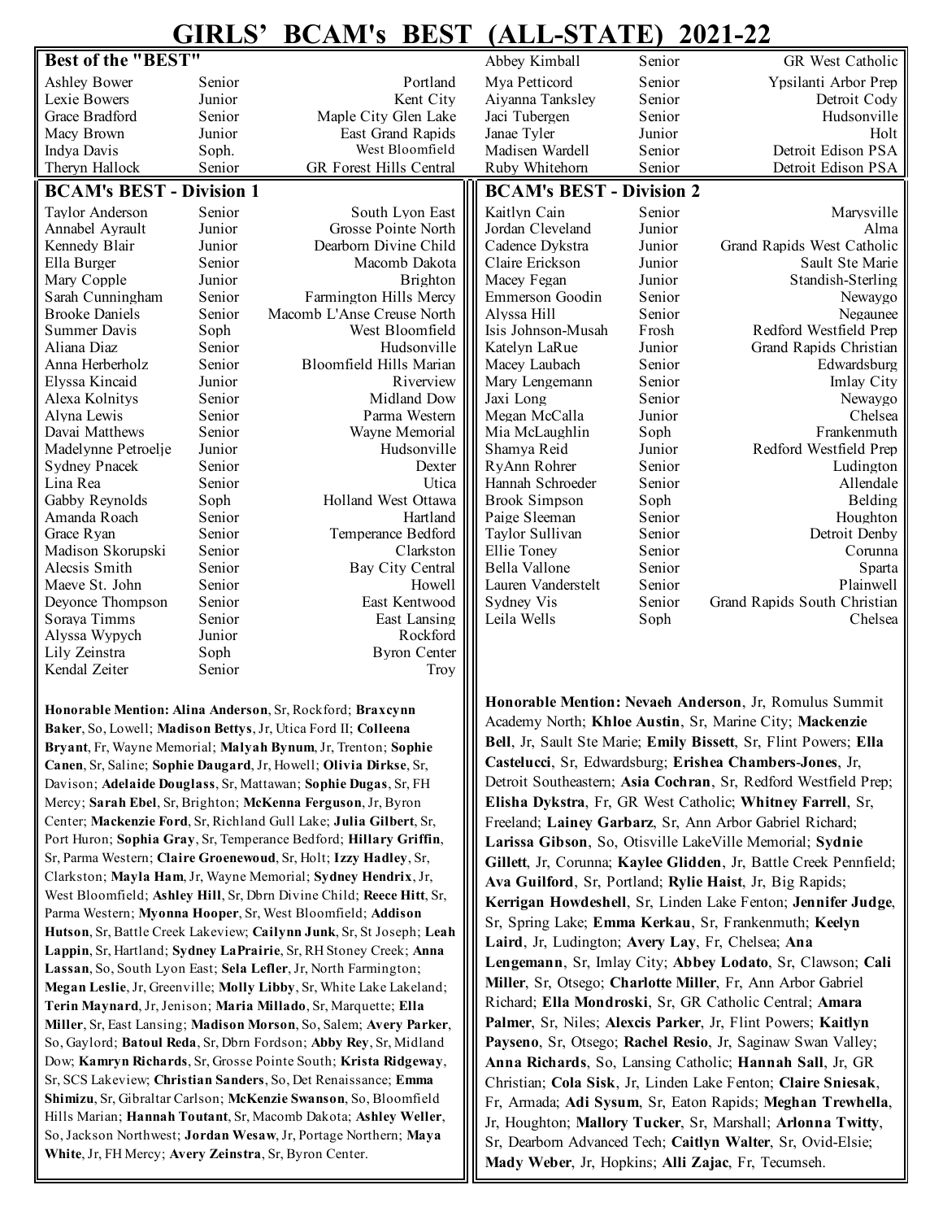# GIRLS' BCAM's BEST (ALL-STATE) 2021-22

## Best of the "BEST"

| Name | Year | School |
|---|---|---|
| Ashley Bower | Senior | Portland |
| Lexie Bowers | Junior | Kent City |
| Grace Bradford | Senior | Maple City Glen Lake |
| Macy Brown | Junior | East Grand Rapids |
| Indya Davis | Soph. | West Bloomfield |
| Theryn Hallock | Senior | GR Forest Hills Central |
| Abbey Kimball | Senior | GR West Catholic |
| Mya Petticord | Senior | Ypsilanti Arbor Prep |
| Aiyanna Tanksley | Senior | Detroit Cody |
| Jaci Tubergen | Senior | Hudsonville |
| Janae Tyler | Junior | Holt |
| Madisen Wardell | Senior | Detroit Edison PSA |
| Ruby Whitehorn | Senior | Detroit Edison PSA |

## BCAM's BEST - Division 1

| Name | Year | School |
|---|---|---|
| Taylor Anderson | Senior | South Lyon East |
| Annabel Ayrault | Junior | Grosse Pointe North |
| Kennedy Blair | Junior | Dearborn Divine Child |
| Ella Burger | Senior | Macomb Dakota |
| Mary Copple | Junior | Brighton |
| Sarah Cunningham | Senior | Farmington Hills Mercy |
| Brooke Daniels | Senior | Macomb L'Anse Creuse North |
| Summer Davis | Soph | West Bloomfield |
| Aliana Diaz | Senior | Hudsonville |
| Anna Herberholz | Senior | Bloomfield Hills Marian |
| Elyssa Kincaid | Junior | Riverview |
| Alexa Kolnitys | Senior | Midland Dow |
| Alyna Lewis | Senior | Parma Western |
| Davai Matthews | Senior | Wayne Memorial |
| Madelynne Petroelje | Junior | Hudsonville |
| Sydney Pnacek | Senior | Dexter |
| Lina Rea | Senior | Utica |
| Gabby Reynolds | Soph | Holland West Ottawa |
| Amanda Roach | Senior | Hartland |
| Grace Ryan | Senior | Temperance Bedford |
| Madison Skorupski | Senior | Clarkston |
| Alecsis Smith | Senior | Bay City Central |
| Maeve St. John | Senior | Howell |
| Deyonce Thompson | Senior | East Kentwood |
| Soraya Timms | Senior | East Lansing |
| Alyssa Wypych | Junior | Rockford |
| Lily Zeinstra | Soph | Byron Center |
| Kendal Zeiter | Senior | Troy |

**Honorable Mention: Alina Anderson**, Sr, Rockford; **Braxcynn Baker**, So, Lowell; **Madison Bettys**, Jr, Utica Ford II; **Colleena Bryant**, Fr, Wayne Memorial; **Malyah Bynum**, Jr, Trenton; **Sophie Canen**, Sr, Saline; **Sophie Daugard**, Jr, Howell; **Olivia Dirkse**, Sr, Davison; **Adelaide Douglass**, Sr, Mattawan; **Sophie Dugas**, Sr, FH Mercy; **Sarah Ebel**, Sr, Brighton; **McKenna Ferguson**, Jr, Byron Center; **Mackenzie Ford**, Sr, Richland Gull Lake; **Julia Gilbert**, Sr, Port Huron; **Sophia Gray**, Sr, Temperance Bedford; **Hillary Griffin**, Sr, Parma Western; **Claire Groenewoud**, Sr, Holt; **Izzy Hadley**, Sr, Clarkston; **Mayla Ham**, Jr, Wayne Memorial; **Sydney Hendrix**, Jr, West Bloomfield; **Ashley Hill**, Sr, Dbrn Divine Child; **Reece Hitt**, Sr, Parma Western; **Myonna Hooper**, Sr, West Bloomfield; **Addison Hutson**, Sr, Battle Creek Lakeview; **Cailynn Junk**, Sr, St Joseph; **Leah Lappin**, Sr, Hartland; **Sydney LaPrairie**, Sr, RH Stoney Creek; **Anna Lassan**, So, South Lyon East; **Sela Lefler**, Jr, North Farmington; **Megan Leslie**, Jr, Greenville; **Molly Libby**, Sr, White Lake Lakeland; **Terin Maynard**, Jr, Jenison; **Maria Millado**, Sr, Marquette; **Ella Miller**, Sr, East Lansing; **Madison Morson**, So, Salem; **Avery Parker**, So, Gaylord; **Batoul Reda**, Sr, Dbrn Fordson; **Abby Rey**, Sr, Midland Dow; **Kamryn Richards**, Sr, Grosse Pointe South; **Krista Ridgeway**, Sr, SCS Lakeview; **Christian Sanders**, So, Det Renaissance; **Emma Shimizu**, Sr, Gibraltar Carlson; **McKenzie Swanson**, So, Bloomfield Hills Marian; **Hannah Toutant**, Sr, Macomb Dakota; **Ashley Weller**, So, Jackson Northwest; **Jordan Wesaw**, Jr, Portage Northern; **Maya White**, Jr, FH Mercy; **Avery Zeinstra**, Sr, Byron Center.

## BCAM's BEST - Division 2

| Name | Year | School |
|---|---|---|
| Kaitlyn Cain | Senior | Marysville |
| Jordan Cleveland | Junior | Alma |
| Cadence Dykstra | Junior | Grand Rapids West Catholic |
| Claire Erickson | Junior | Sault Ste Marie |
| Macey Fegan | Junior | Standish-Sterling |
| Emmerson Goodin | Senior | Newaygo |
| Alyssa Hill | Senior | Negaunee |
| Isis Johnson-Musah | Frosh | Redford Westfield Prep |
| Katelyn LaRue | Junior | Grand Rapids Christian |
| Macey Laubach | Senior | Edwardsburg |
| Mary Lengemann | Senior | Imlay City |
| Jaxi Long | Senior | Newaygo |
| Megan McCalla | Junior | Chelsea |
| Mia McLaughlin | Soph | Frankenmuth |
| Shamya Reid | Junior | Redford Westfield Prep |
| RyAnn Rohrer | Senior | Ludington |
| Hannah Schroeder | Senior | Allendale |
| Brook Simpson | Soph | Belding |
| Paige Sleeman | Senior | Houghton |
| Taylor Sullivan | Senior | Detroit Denby |
| Ellie Toney | Senior | Corunna |
| Bella Vallone | Senior | Sparta |
| Lauren Vanderstelt | Senior | Plainwell |
| Sydney Vis | Senior | Grand Rapids South Christian |
| Leila Wells | Soph | Chelsea |

**Honorable Mention: Nevaeh Anderson**, Jr, Romulus Summit Academy North; **Khloe Austin**, Sr, Marine City; **Mackenzie Bell**, Jr, Sault Ste Marie; **Emily Bissett**, Sr, Flint Powers; **Ella Castelucci**, Sr, Edwardsburg; **Erishea Chambers-Jones**, Jr, Detroit Southeastern; **Asia Cochran**, Sr, Redford Westfield Prep; **Elisha Dykstra**, Fr, GR West Catholic; **Whitney Farrell**, Sr, Freeland; **Lainey Garbarz**, Sr, Ann Arbor Gabriel Richard; **Larissa Gibson**, So, Otisville LakeVille Memorial; **Sydnie Gillett**, Jr, Corunna; **Kaylee Glidden**, Jr, Battle Creek Pennfield; **Ava Guilford**, Sr, Portland; **Rylie Haist**, Jr, Big Rapids; **Kerrigan Howdeshell**, Sr, Linden Lake Fenton; **Jennifer Judge**, Sr, Spring Lake; **Emma Kerkau**, Sr, Frankenmuth; **Keelyn Laird**, Jr, Ludington; **Avery Lay**, Fr, Chelsea; **Ana Lengemann**, Sr, Imlay City; **Abbey Lodato**, Sr, Clawson; **Cali Miller**, Sr, Otsego; **Charlotte Miller**, Fr, Ann Arbor Gabriel Richard; **Ella Mondroski**, Sr, GR Catholic Central; **Amara Palmer**, Sr, Niles; **Alexcis Parker**, Jr, Flint Powers; **Kaitlyn Payseno**, Sr, Otsego; **Rachel Resio**, Jr, Saginaw Swan Valley; **Anna Richards**, So, Lansing Catholic; **Hannah Sall**, Jr, GR Christian; **Cola Sisk**, Jr, Linden Lake Fenton; **Claire Sniesak**, Fr, Armada; **Adi Sysum**, Sr, Eaton Rapids; **Meghan Trewhella**, Jr, Houghton; **Mallory Tucker**, Sr, Marshall; **Arlonna Twitty**, Sr, Dearborn Advanced Tech; **Caitlyn Walter**, Sr, Ovid-Elsie; **Mady Weber**, Jr, Hopkins; **Alli Zajac**, Fr, Tecumseh.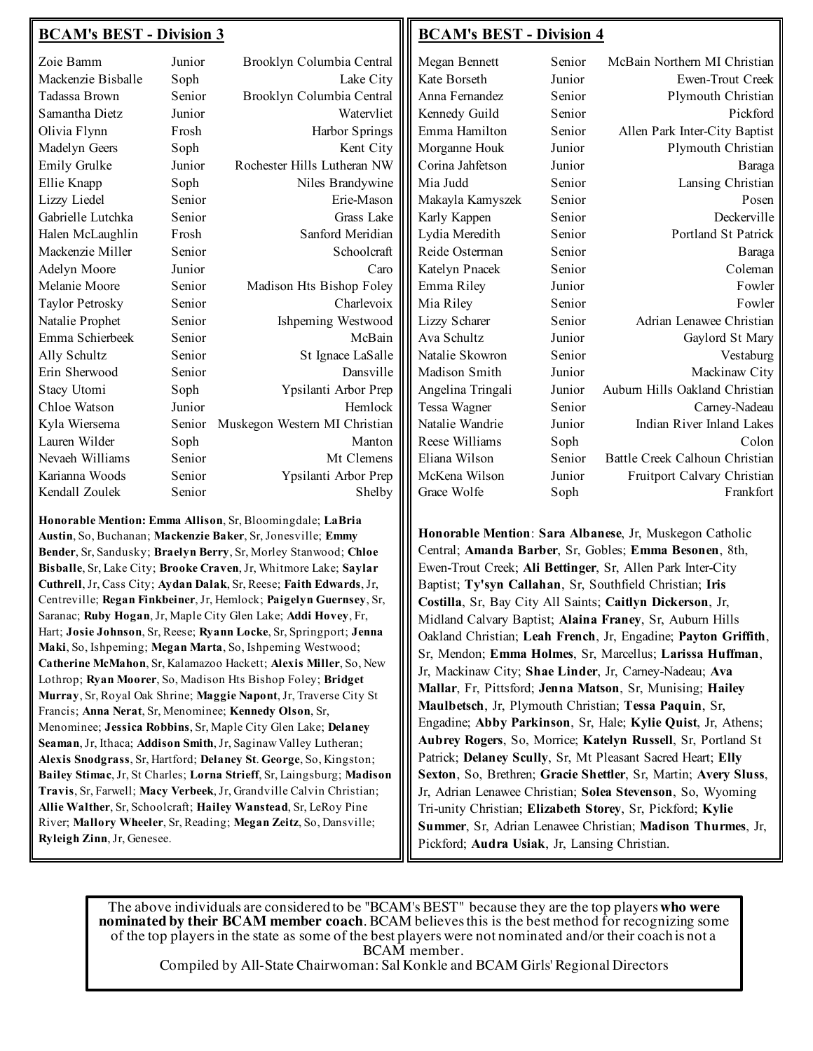## BCAM's BEST - Division 3

| | | |
|---|---|---|
| Zoie Bamm | Junior | Brooklyn Columbia Central |
| Mackenzie Bisballe | Soph | Lake City |
| Tadassa Brown | Senior | Brooklyn Columbia Central |
| Samantha Dietz | Junior | Watervliet |
| Olivia Flynn | Frosh | Harbor Springs |
| Madelyn Geers | Soph | Kent City |
| Emily Grulke | Junior | Rochester Hills Lutheran NW |
| Ellie Knapp | Soph | Niles Brandywine |
| Lizzy Liedel | Senior | Erie-Mason |
| Gabrielle Lutchka | Senior | Grass Lake |
| Halen McLaughlin | Frosh | Sanford Meridian |
| Mackenzie Miller | Senior | Schoolcraft |
| Adelyn Moore | Junior | Caro |
| Melanie Moore | Senior | Madison Hts Bishop Foley |
| Taylor Petrosky | Senior | Charlevoix |
| Natalie Prophet | Senior | Ishpeming Westwood |
| Emma Schierbeek | Senior | McBain |
| Ally Schultz | Senior | St Ignace LaSalle |
| Erin Sherwood | Senior | Dansville |
| Stacy Utomi | Soph | Ypsilanti Arbor Prep |
| Chloe Watson | Junior | Hemlock |
| Kyla Wiersema | Senior | Muskegon Western MI Christian |
| Lauren Wilder | Soph | Manton |
| Nevaeh Williams | Senior | Mt Clemens |
| Karianna Woods | Senior | Ypsilanti Arbor Prep |
| Kendall Zoulek | Senior | Shelby |

**Honorable Mention:** **Emma Allison**, Sr, Bloomingdale; **LaBria Austin**, So, Buchanan; **Mackenzie Baker**, Sr, Jonesville; **Emmy Bender**, Sr, Sandusky; **Braelyn Berry**, Sr, Morley Stanwood; **Chloe Bisballe**, Sr, Lake City; **Brooke Craven**, Jr, Whitmore Lake; **Saylar Cuthrell**, Jr, Cass City; **Aydan Dalak**, Sr, Reese; **Faith Edwards**, Jr, Centreville; **Regan Finkbeiner**, Jr, Hemlock; **Paigelyn Guernsey**, Sr, Saranac; **Ruby Hogan**, Jr, Maple City Glen Lake; **Addi Hovey**, Fr, Hart; **Josie Johnson**, Sr, Reese; **Ryann Locke**, Sr, Springport; **Jenna Maki**, So, Ishpeming; **Megan Marta**, So, Ishpeming Westwood; **Catherine McMahon**, Sr, Kalamazoo Hackett; **Alexis Miller**, So, New Lothrop; **Ryan Moorer**, So, Madison Hts Bishop Foley; **Bridget Murray**, Sr, Royal Oak Shrine; **Maggie Napont**, Jr, Traverse City St Francis; **Anna Nerat**, Sr, Menominee; **Kennedy Olson**, Sr, Menominee; **Jessica Robbins**, Sr, Maple City Glen Lake; **Delaney Seaman**, Jr, Ithaca; **Addison Smith**, Jr, Saginaw Valley Lutheran; **Alexis Snodgrass**, Sr, Hartford; **Delaney St. George**, So, Kingston; **Bailey Stimac**, Jr, St Charles; **Lorna Strieff**, Sr, Laingsburg; **Madison Travis**, Sr, Farwell; **Macy Verbeek**, Jr, Grandville Calvin Christian; **Allie Walther**, Sr, Schoolcraft; **Hailey Wanstead**, Sr, LeRoy Pine River; **Mallory Wheeler**, Sr, Reading; **Megan Zeitz**, So, Dansville; **Ryleigh Zinn**, Jr, Genesee.

## BCAM's BEST - Division 4

| | | |
|---|---|---|
| Megan Bennett | Senior | McBain Northern MI Christian |
| Kate Borseth | Junior | Ewen-Trout Creek |
| Anna Fernandez | Senior | Plymouth Christian |
| Kennedy Guild | Senior | Pickford |
| Emma Hamilton | Senior | Allen Park Inter-City Baptist |
| Morganne Houk | Junior | Plymouth Christian |
| Corina Jahfetson | Junior | Baraga |
| Mia Judd | Senior | Lansing Christian |
| Makayla Kamyszek | Senior | Posen |
| Karly Kappen | Senior | Deckerville |
| Lydia Meredith | Senior | Portland St Patrick |
| Reide Osterman | Senior | Baraga |
| Katelyn Pnacek | Senior | Coleman |
| Emma Riley | Junior | Fowler |
| Mia Riley | Senior | Fowler |
| Lizzy Scharer | Senior | Adrian Lenawee Christian |
| Ava Schultz | Junior | Gaylord St Mary |
| Natalie Skowron | Senior | Vestaburg |
| Madison Smith | Junior | Mackinaw City |
| Angelina Tringali | Junior | Auburn Hills Oakland Christian |
| Tessa Wagner | Senior | Carney-Nadeau |
| Natalie Wandrie | Junior | Indian River Inland Lakes |
| Reese Williams | Soph | Colon |
| Eliana Wilson | Senior | Battle Creek Calhoun Christian |
| McKena Wilson | Junior | Fruitport Calvary Christian |
| Grace Wolfe | Soph | Frankfort |

**Honorable Mention**: **Sara Albanese**, Jr, Muskegon Catholic Central; **Amanda Barber**, Sr, Gobles; **Emma Besonen**, 8th, Ewen-Trout Creek; **Ali Bettinger**, Sr, Allen Park Inter-City Baptist; **Ty'syn Callahan**, Sr, Southfield Christian; **Iris Costilla**, Sr, Bay City All Saints; **Caitlyn Dickerson**, Jr, Midland Calvary Baptist; **Alaina Franey**, Sr, Auburn Hills Oakland Christian; **Leah French**, Jr, Engadine; **Payton Griffith**, Sr, Mendon; **Emma Holmes**, Sr, Marcellus; **Larissa Huffman**, Jr, Mackinaw City; **Shae Linder**, Jr, Carney-Nadeau; **Ava Mallar**, Fr, Pittsford; **Jenna Matson**, Sr, Munising; **Hailey Maulbetsch**, Jr, Plymouth Christian; **Tessa Paquin**, Sr, Engadine; **Abby Parkinson**, Sr, Hale; **Kylie Quist**, Jr, Athens; **Aubrey Rogers**, So, Morrice; **Katelyn Russell**, Sr, Portland St Patrick; **Delaney Scully**, Sr, Mt Pleasant Sacred Heart; **Elly Sexton**, So, Brethren; **Gracie Shettler**, Sr, Martin; **Avery Sluss**, Jr, Adrian Lenawee Christian; **Solea Stevenson**, So, Wyoming Tri-unity Christian; **Elizabeth Storey**, Sr, Pickford; **Kylie Summer**, Sr, Adrian Lenawee Christian; **Madison Thurmes**, Jr, Pickford; **Audra Usiak**, Jr, Lansing Christian.

The above individuals are considered to be "BCAM's BEST" because they are the top players **who were nominated by their BCAM member coach**. BCAM believes this is the best method for recognizing some of the top players in the state as some of the best players were not nominated and/or their coach is not a BCAM member.

Compiled by All-State Chairwoman: Sal Konkle and BCAM Girls' Regional Directors